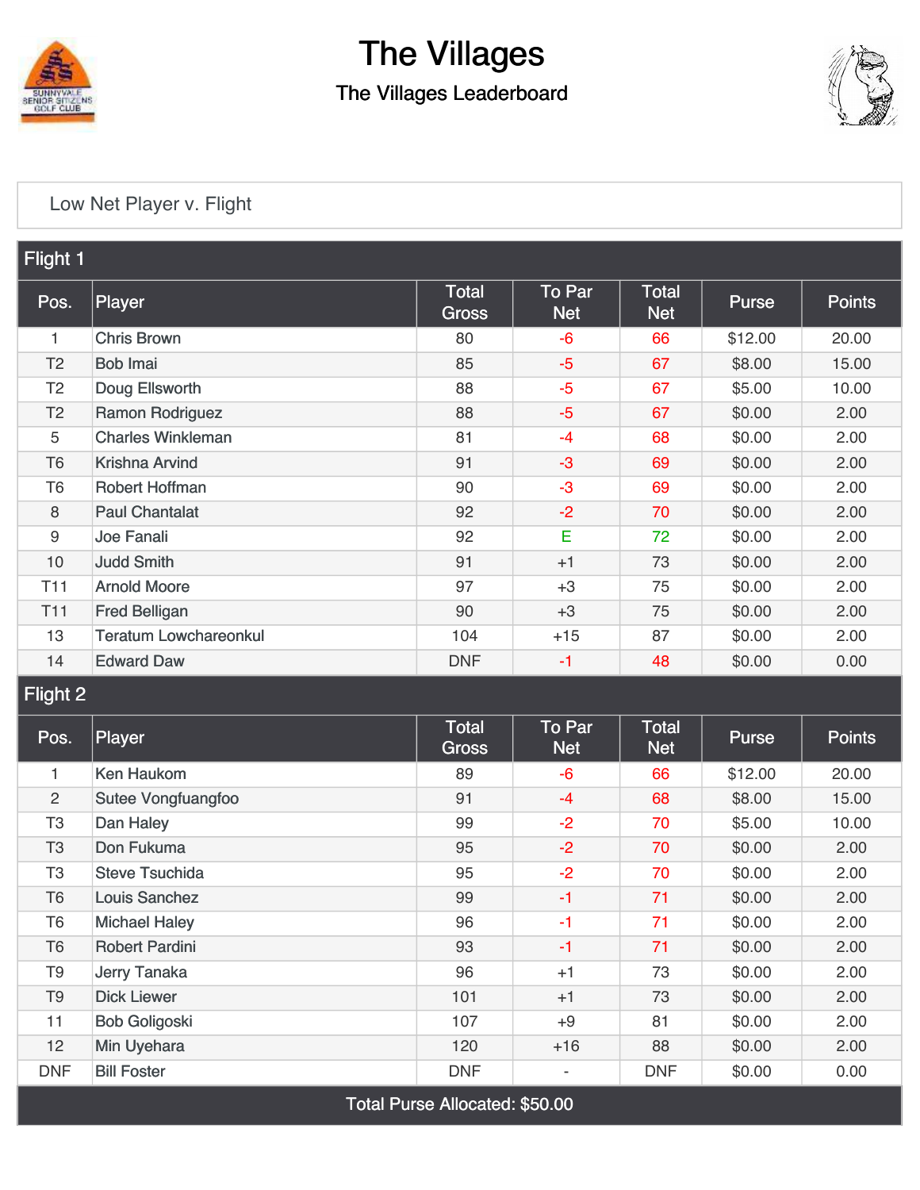# The Villages

## The Villages Leaderboard

Low Net Player v. Flight

### Flight 1

| Pos. | Player | Total Gross | To Par Net | Total Net | Purse | Points |
|---|---|---|---|---|---|---|
| 1 | Chris Brown | 80 | -6 | 66 | $12.00 | 20.00 |
| T2 | Bob Imai | 85 | -5 | 67 | $8.00 | 15.00 |
| T2 | Doug Ellsworth | 88 | -5 | 67 | $5.00 | 10.00 |
| T2 | Ramon Rodriguez | 88 | -5 | 67 | $0.00 | 2.00 |
| 5 | Charles Winkleman | 81 | -4 | 68 | $0.00 | 2.00 |
| T6 | Krishna Arvind | 91 | -3 | 69 | $0.00 | 2.00 |
| T6 | Robert Hoffman | 90 | -3 | 69 | $0.00 | 2.00 |
| 8 | Paul Chantalat | 92 | -2 | 70 | $0.00 | 2.00 |
| 9 | Joe Fanali | 92 | E | 72 | $0.00 | 2.00 |
| 10 | Judd Smith | 91 | +1 | 73 | $0.00 | 2.00 |
| T11 | Arnold Moore | 97 | +3 | 75 | $0.00 | 2.00 |
| T11 | Fred Belligan | 90 | +3 | 75 | $0.00 | 2.00 |
| 13 | Teratum Lowchareonkul | 104 | +15 | 87 | $0.00 | 2.00 |
| 14 | Edward Daw | DNF | -1 | 48 | $0.00 | 0.00 |

### Flight 2

| Pos. | Player | Total Gross | To Par Net | Total Net | Purse | Points |
|---|---|---|---|---|---|---|
| 1 | Ken Haukom | 89 | -6 | 66 | $12.00 | 20.00 |
| 2 | Sutee Vongfuangfoo | 91 | -4 | 68 | $8.00 | 15.00 |
| T3 | Dan Haley | 99 | -2 | 70 | $5.00 | 10.00 |
| T3 | Don Fukuma | 95 | -2 | 70 | $0.00 | 2.00 |
| T3 | Steve Tsuchida | 95 | -2 | 70 | $0.00 | 2.00 |
| T6 | Louis Sanchez | 99 | -1 | 71 | $0.00 | 2.00 |
| T6 | Michael Haley | 96 | -1 | 71 | $0.00 | 2.00 |
| T6 | Robert Pardini | 93 | -1 | 71 | $0.00 | 2.00 |
| T9 | Jerry Tanaka | 96 | +1 | 73 | $0.00 | 2.00 |
| T9 | Dick Liewer | 101 | +1 | 73 | $0.00 | 2.00 |
| 11 | Bob Goligoski | 107 | +9 | 81 | $0.00 | 2.00 |
| 12 | Min Uyehara | 120 | +16 | 88 | $0.00 | 2.00 |
| DNF | Bill Foster | DNF | - | DNF | $0.00 | 0.00 |

Total Purse Allocated: $50.00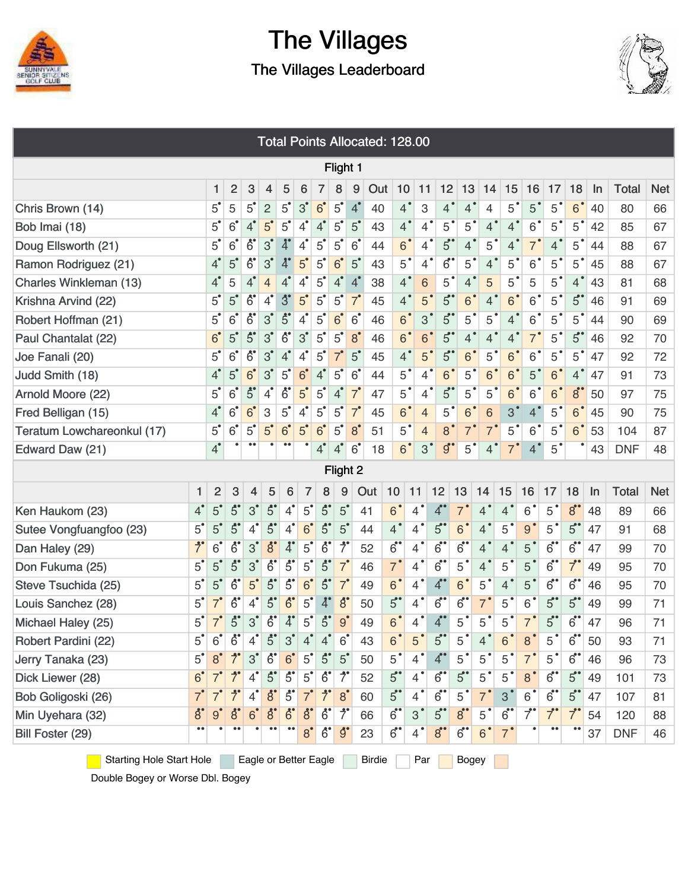# The Villages

## The Villages Leaderboard

**Total Points Allocated: 128.00**

### Flight 1

| | 1 | 2 | 3 | 4 | 5 | 6 | 7 | 8 | 9 | Out | 10 | 11 | 12 | 13 | 14 | 15 | 16 | 17 | 18 | In | Total | Net |
|---|---|---|---|---|---|---|---|---|---|---|---|---|---|---|---|---|---|---|---|---|---|---|
| Chris Brown (14) | 5 | 5 | 5 | 2 | 5 | 3 | 6 | 5 | 4 | 40 | 4 | 3 | 4 | 4 | 4 | 5 | 5 | 5 | 6 | 40 | 80 | 66 |
| Bob Imai (18) | 5 | 6 | 4 | 5 | 5 | 4 | 4 | 5 | 5 | 43 | 4 | 4 | 5 | 5 | 4 | 4 | 6 | 5 | 5 | 42 | 85 | 67 |
| Doug Ellsworth (21) | 5 | 6 | 6 | 3 | 4 | 4 | 5 | 5 | 6 | 44 | 6 | 4 | 5 | 4 | 5 | 4 | 7 | 4 | 5 | 44 | 88 | 67 |
| Ramon Rodriguez (21) | 4 | 5 | 6 | 3 | 4 | 5 | 5 | 6 | 5 | 43 | 5 | 4 | 6 | 5 | 4 | 5 | 6 | 5 | 5 | 45 | 88 | 67 |
| Charles Winkleman (13) | 4 | 5 | 4 | 4 | 4 | 4 | 5 | 4 | 4 | 38 | 4 | 6 | 5 | 4 | 5 | 5 | 5 | 5 | 4 | 43 | 81 | 68 |
| Krishna Arvind (22) | 5 | 5 | 6 | 4 | 3 | 5 | 5 | 5 | 7 | 45 | 4 | 5 | 5 | 6 | 4 | 6 | 6 | 5 | 5 | 46 | 91 | 69 |
| Robert Hoffman (21) | 5 | 6 | 6 | 3 | 5 | 4 | 5 | 6 | 6 | 46 | 6 | 3 | 5 | 5 | 5 | 4 | 6 | 5 | 5 | 44 | 90 | 69 |
| Paul Chantalat (22) | 6 | 5 | 5 | 3 | 6 | 3 | 5 | 5 | 8 | 46 | 6 | 6 | 5 | 4 | 4 | 4 | 7 | 5 | 5 | 46 | 92 | 70 |
| Joe Fanali (20) | 5 | 6 | 6 | 3 | 4 | 4 | 5 | 7 | 5 | 45 | 4 | 5 | 5 | 6 | 5 | 6 | 6 | 5 | 5 | 47 | 92 | 72 |
| Judd Smith (18) | 4 | 5 | 6 | 3 | 5 | 6 | 4 | 5 | 6 | 44 | 5 | 4 | 6 | 5 | 6 | 6 | 5 | 6 | 4 | 47 | 91 | 73 |
| Arnold Moore (22) | 5 | 6 | 5 | 4 | 6 | 5 | 5 | 4 | 7 | 47 | 5 | 4 | 5 | 5 | 5 | 6 | 6 | 6 | 8 | 50 | 97 | 75 |
| Fred Belligan (15) | 4 | 6 | 6 | 3 | 5 | 4 | 5 | 5 | 7 | 45 | 6 | 4 | 5 | 6 | 6 | 3 | 4 | 5 | 6 | 45 | 90 | 75 |
| Teratum Lowchareonkul (17) | 5 | 6 | 5 | 5 | 6 | 5 | 6 | 5 | 8 | 51 | 5 | 4 | 8 | 7 | 7 | 5 | 6 | 5 | 6 | 53 | 104 | 87 |
| Edward Daw (21) | 4 | | | | | | 4 | 4 | 6 | 18 | 6 | 3 | 9 | 5 | 4 | 7 | 4 | 5 | | 43 | DNF | 48 |

### Flight 2

| | 1 | 2 | 3 | 4 | 5 | 6 | 7 | 8 | 9 | Out | 10 | 11 | 12 | 13 | 14 | 15 | 16 | 17 | 18 | In | Total | Net |
|---|---|---|---|---|---|---|---|---|---|---|---|---|---|---|---|---|---|---|---|---|---|---|
| Ken Haukom (23) | 4 | 5 | 5 | 3 | 5 | 4 | 5 | 5 | 5 | 41 | 6 | 4 | 4 | 7 | 4 | 4 | 6 | 5 | 8 | 48 | 89 | 66 |
| Sutee Vongfuangfoo (23) | 5 | 5 | 5 | 4 | 5 | 4 | 6 | 5 | 5 | 44 | 4 | 4 | 5 | 6 | 4 | 5 | 9 | 5 | 5 | 47 | 91 | 68 |
| Dan Haley (29) | 7 | 6 | 6 | 3 | 8 | 4 | 5 | 6 | 7 | 52 | 6 | 4 | 6 | 6 | 4 | 4 | 5 | 6 | 6 | 47 | 99 | 70 |
| Don Fukuma (25) | 5 | 5 | 5 | 3 | 6 | 5 | 5 | 5 | 7 | 46 | 7 | 4 | 6 | 5 | 4 | 5 | 5 | 6 | 7 | 49 | 95 | 70 |
| Steve Tsuchida (25) | 5 | 5 | 6 | 5 | 5 | 5 | 6 | 5 | 7 | 49 | 6 | 4 | 4 | 6 | 5 | 4 | 5 | 6 | 6 | 46 | 95 | 70 |
| Louis Sanchez (28) | 5 | 7 | 6 | 4 | 5 | 6 | 5 | 4 | 8 | 50 | 5 | 4 | 6 | 6 | 7 | 5 | 6 | 5 | 5 | 49 | 99 | 71 |
| Michael Haley (25) | 5 | 7 | 5 | 3 | 6 | 4 | 5 | 5 | 9 | 49 | 6 | 4 | 4 | 5 | 5 | 5 | 7 | 5 | 6 | 47 | 96 | 71 |
| Robert Pardini (22) | 5 | 6 | 6 | 4 | 5 | 3 | 4 | 4 | 6 | 43 | 6 | 5 | 5 | 5 | 4 | 6 | 8 | 5 | 6 | 50 | 93 | 71 |
| Jerry Tanaka (23) | 5 | 8 | 7 | 3 | 6 | 6 | 5 | 5 | 5 | 50 | 5 | 4 | 4 | 5 | 5 | 5 | 7 | 5 | 6 | 46 | 96 | 73 |
| Dick Liewer (28) | 6 | 7 | 7 | 4 | 5 | 5 | 5 | 6 | 7 | 52 | 5 | 4 | 6 | 5 | 5 | 5 | 8 | 6 | 5 | 49 | 101 | 73 |
| Bob Goligoski (26) | 7 | 7 | 7 | 4 | 8 | 5 | 7 | 7 | 8 | 60 | 5 | 4 | 6 | 5 | 7 | 3 | 6 | 6 | 5 | 47 | 107 | 81 |
| Min Uyehara (32) | 8 | 9 | 8 | 6 | 8 | 6 | 8 | 6 | 7 | 66 | 6 | 3 | 5 | 8 | 5 | 6 | 7 | 7 | 7 | 54 | 120 | 88 |
| Bill Foster (29) | | | | | | | 8 | 6 | 9 | 23 | 6 | 4 | 8 | 6 | 6 | 7 | | | | 37 | DNF | 46 |

Starting Hole Start Hole | Eagle or Better Eagle | Birdie | Par | Bogey | Double Bogey or Worse Dbl. Bogey